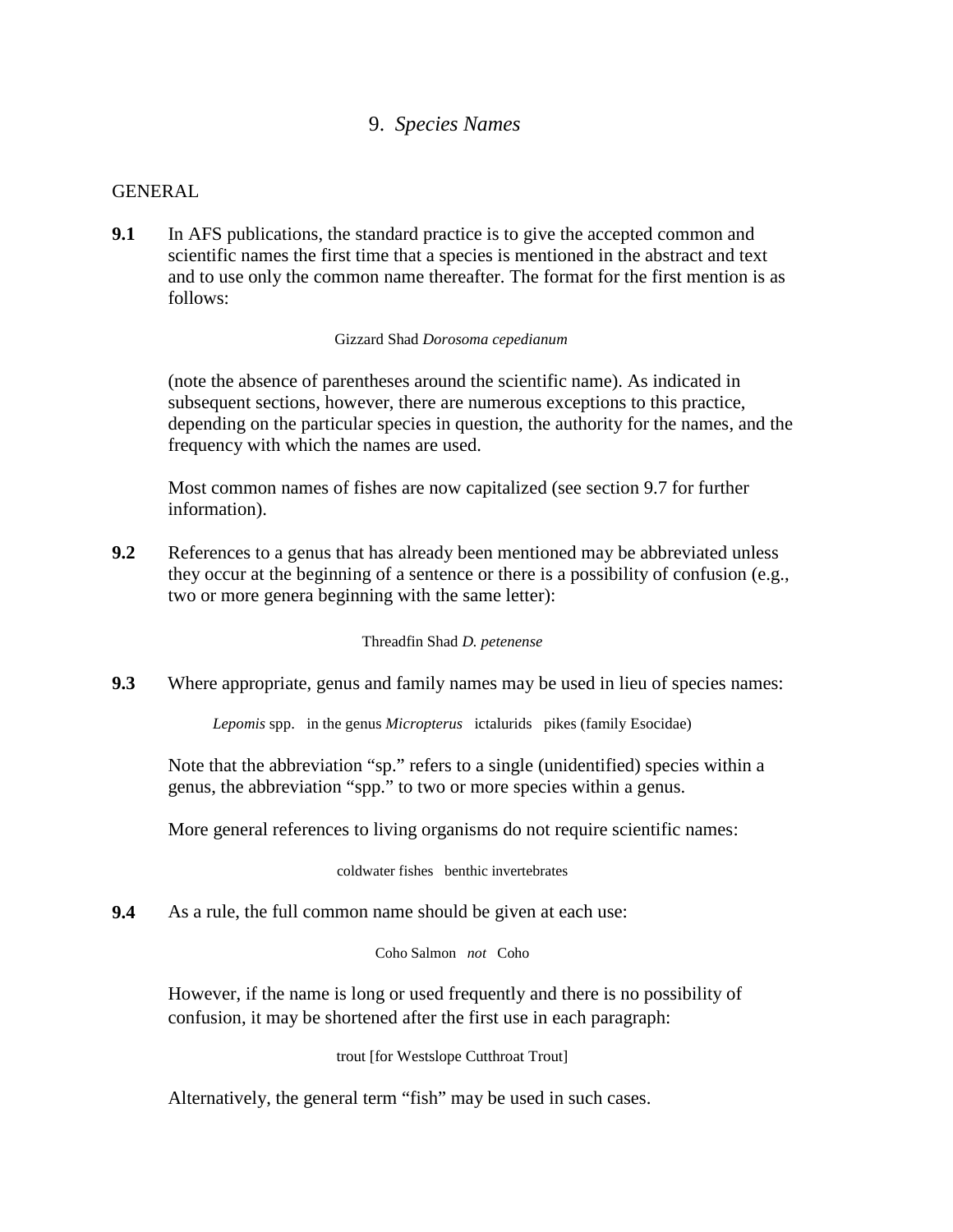# 9. *Species Names*

## GENERAL

**9.1** In AFS publications, the standard practice is to give the accepted common and scientific names the first time that a species is mentioned in the abstract and text and to use only the common name thereafter. The format for the first mention is as follows:

Gizzard Shad *Dorosoma cepedianum*

(note the absence of parentheses around the scientific name). As indicated in subsequent sections, however, there are numerous exceptions to this practice, depending on the particular species in question, the authority for the names, and the frequency with which the names are used.

Most common names of fishes are now capitalized (see section 9.7 for further information).

**9.2** References to a genus that has already been mentioned may be abbreviated unless they occur at the beginning of a sentence or there is a possibility of confusion (e.g., two or more genera beginning with the same letter):

Threadfin Shad *D. petenense*

**9.3** Where appropriate, genus and family names may be used in lieu of species names:

*Lepomis* spp.   in the genus *Micropterus*   ictalurids   pikes (family Esocidae)

Note that the abbreviation "sp." refers to a single (unidentified) species within a genus, the abbreviation "spp." to two or more species within a genus.

More general references to living organisms do not require scientific names:

coldwater fishes   benthic invertebrates

**9.4** As a rule, the full common name should be given at each use:

Coho Salmon   *not*   Coho

However, if the name is long or used frequently and there is no possibility of confusion, it may be shortened after the first use in each paragraph:

trout [for Westslope Cutthroat Trout]

Alternatively, the general term "fish" may be used in such cases.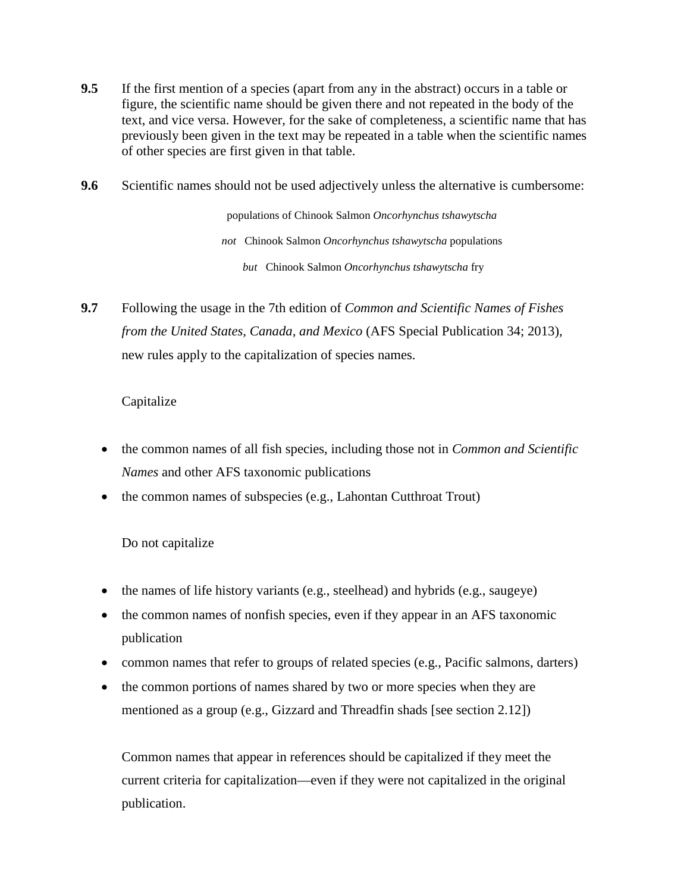**9.5** If the first mention of a species (apart from any in the abstract) occurs in a table or figure, the scientific name should be given there and not repeated in the body of the text, and vice versa. However, for the sake of completeness, a scientific name that has previously been given in the text may be repeated in a table when the scientific names of other species are first given in that table.

**9.6** Scientific names should not be used adjectively unless the alternative is cumbersome:

populations of Chinook Salmon *Oncorhynchus tshawytscha*

*not* Chinook Salmon *Oncorhynchus tshawytscha* populations

*but* Chinook Salmon *Oncorhynchus tshawytscha* fry

**9.7** Following the usage in the 7th edition of *Common and Scientific Names of Fishes from the United States, Canada, and Mexico* (AFS Special Publication 34; 2013), new rules apply to the capitalization of species names.

Capitalize

- the common names of all fish species, including those not in *Common and Scientific Names* and other AFS taxonomic publications
- the common names of subspecies (e.g., Lahontan Cutthroat Trout)

Do not capitalize

- the names of life history variants (e.g., steelhead) and hybrids (e.g., saugeye)
- the common names of nonfish species, even if they appear in an AFS taxonomic publication
- common names that refer to groups of related species (e.g., Pacific salmons, darters)
- the common portions of names shared by two or more species when they are mentioned as a group (e.g., Gizzard and Threadfin shads [see section 2.12])

Common names that appear in references should be capitalized if they meet the current criteria for capitalization—even if they were not capitalized in the original publication.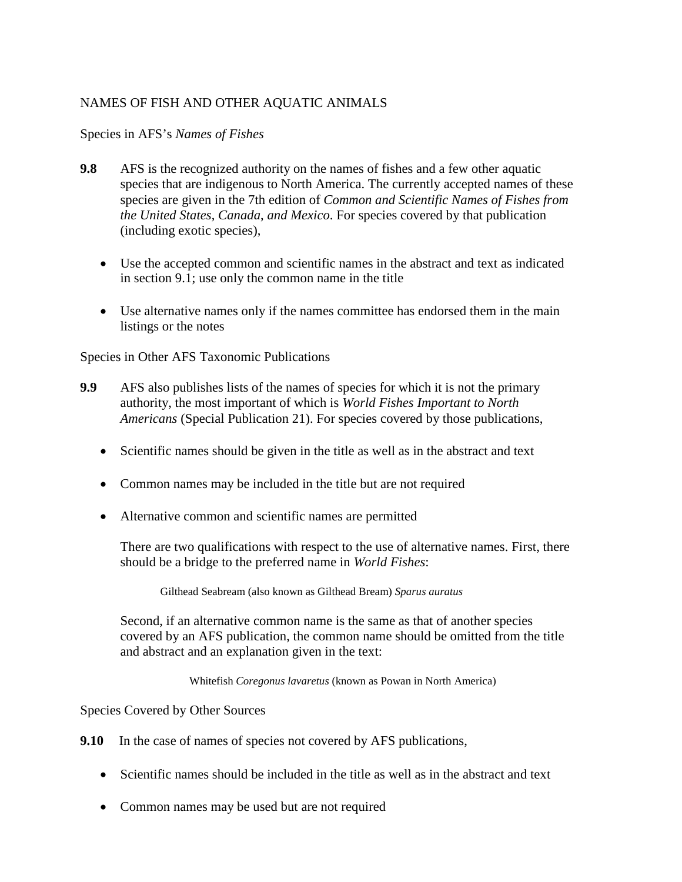## NAMES OF FISH AND OTHER AQUATIC ANIMALS

### Species in AFS's *Names of Fishes*

**9.8** AFS is the recognized authority on the names of fishes and a few other aquatic species that are indigenous to North America. The currently accepted names of these species are given in the 7th edition of *Common and Scientific Names of Fishes from the United States, Canada, and Mexico*. For species covered by that publication (including exotic species),

- Use the accepted common and scientific names in the abstract and text as indicated in section 9.1; use only the common name in the title
- Use alternative names only if the names committee has endorsed them in the main listings or the notes

### Species in Other AFS Taxonomic Publications

**9.9** AFS also publishes lists of the names of species for which it is not the primary authority, the most important of which is *World Fishes Important to North Americans* (Special Publication 21). For species covered by those publications,

- Scientific names should be given in the title as well as in the abstract and text
- Common names may be included in the title but are not required
- Alternative common and scientific names are permitted

There are two qualifications with respect to the use of alternative names. First, there should be a bridge to the preferred name in *World Fishes*:

> Gilthead Seabream (also known as Gilthead Bream) *Sparus auratus*

Second, if an alternative common name is the same as that of another species covered by an AFS publication, the common name should be omitted from the title and abstract and an explanation given in the text:

> Whitefish *Coregonus lavaretus* (known as Powan in North America)

### Species Covered by Other Sources

**9.10** In the case of names of species not covered by AFS publications,

- Scientific names should be included in the title as well as in the abstract and text
- Common names may be used but are not required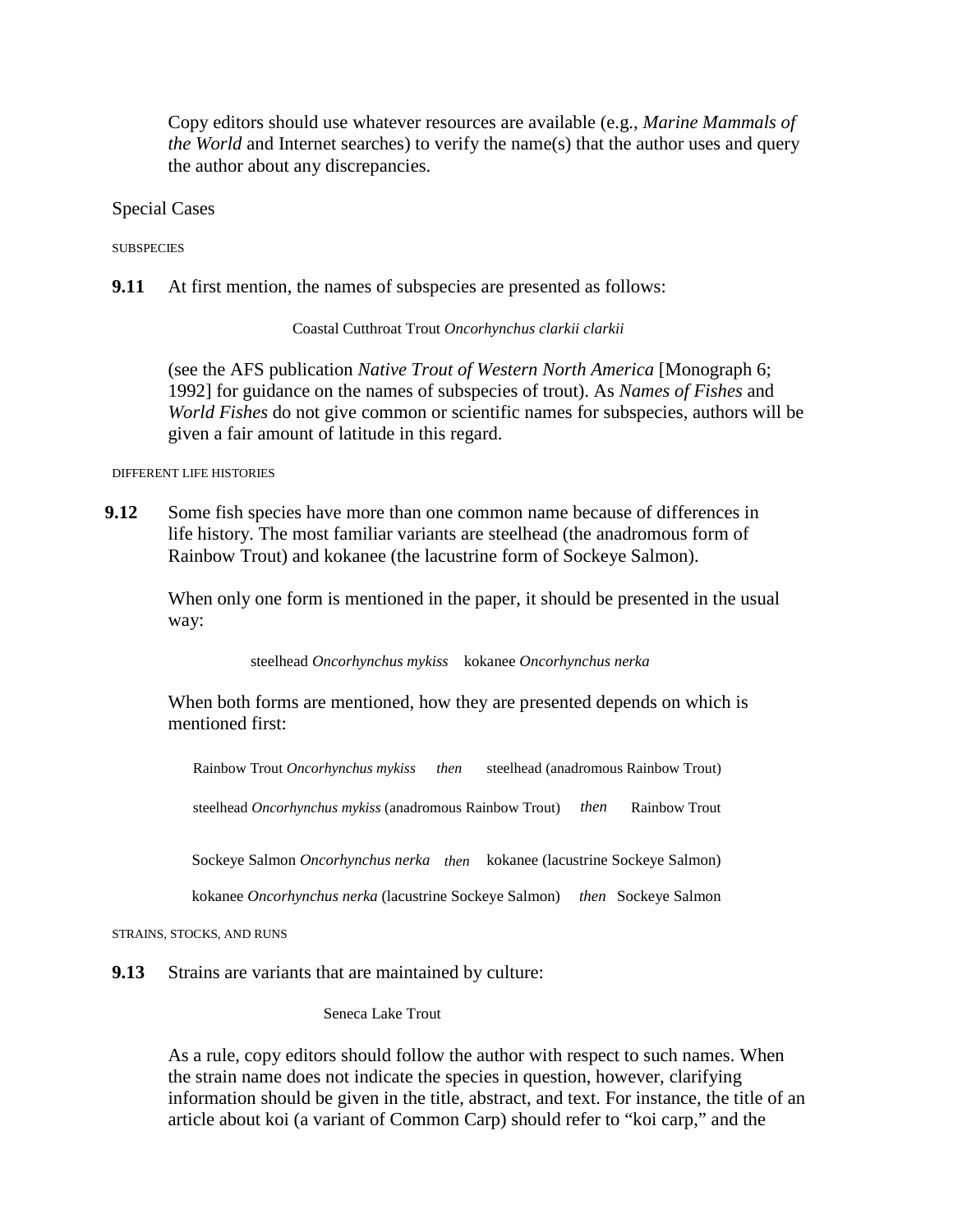Copy editors should use whatever resources are available (e.g., *Marine Mammals of the World* and Internet searches) to verify the name(s) that the author uses and query the author about any discrepancies.

## Special Cases

### SUBSPECIES

**9.11** At first mention, the names of subspecies are presented as follows:

Coastal Cutthroat Trout *Oncorhynchus clarkii clarkii*

(see the AFS publication *Native Trout of Western North America* [Monograph 6; 1992] for guidance on the names of subspecies of trout). As *Names of Fishes* and *World Fishes* do not give common or scientific names for subspecies, authors will be given a fair amount of latitude in this regard.

### DIFFERENT LIFE HISTORIES

**9.12** Some fish species have more than one common name because of differences in life history. The most familiar variants are steelhead (the anadromous form of Rainbow Trout) and kokanee (the lacustrine form of Sockeye Salmon).

When only one form is mentioned in the paper, it should be presented in the usual way:

steelhead *Oncorhynchus mykiss*    kokanee *Oncorhynchus nerka*

When both forms are mentioned, how they are presented depends on which is mentioned first:

Rainbow Trout *Oncorhynchus mykiss* *then* steelhead (anadromous Rainbow Trout)

steelhead *Oncorhynchus mykiss* (anadromous Rainbow Trout) *then* Rainbow Trout

Sockeye Salmon *Oncorhynchus nerka* *then* kokanee (lacustrine Sockeye Salmon)

kokanee *Oncorhynchus nerka* (lacustrine Sockeye Salmon) *then* Sockeye Salmon

### STRAINS, STOCKS, AND RUNS

**9.13** Strains are variants that are maintained by culture:

Seneca Lake Trout

As a rule, copy editors should follow the author with respect to such names. When the strain name does not indicate the species in question, however, clarifying information should be given in the title, abstract, and text. For instance, the title of an article about koi (a variant of Common Carp) should refer to "koi carp," and the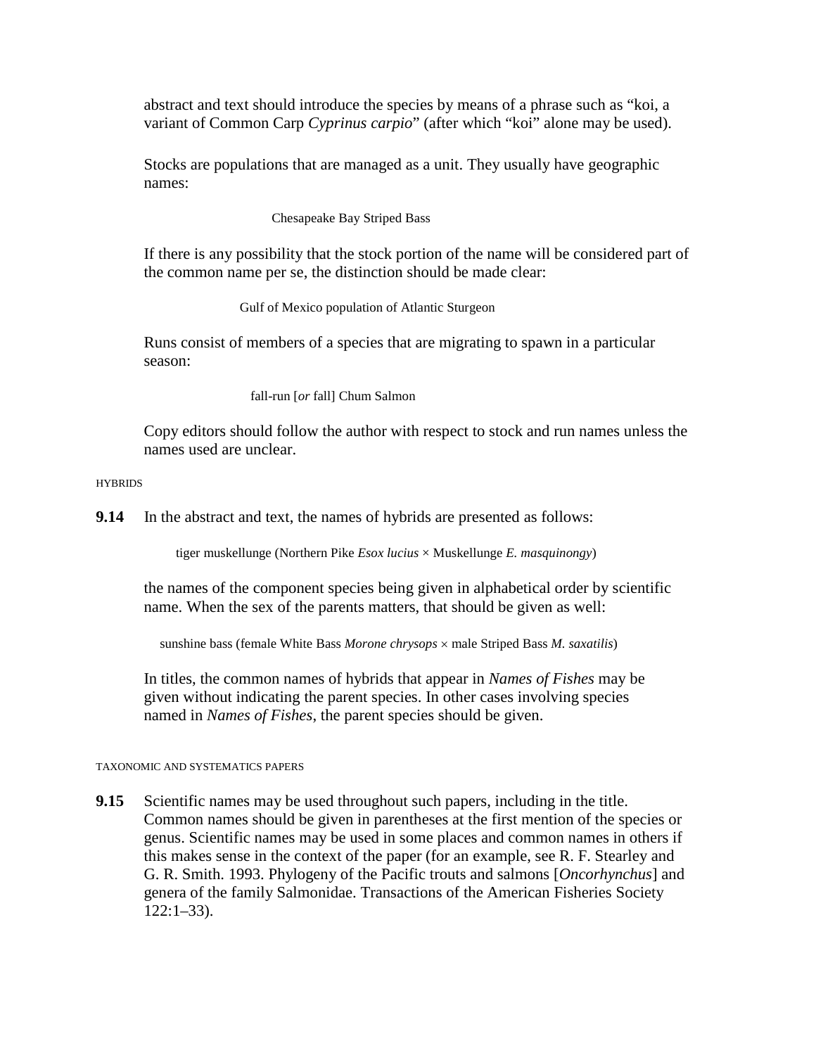abstract and text should introduce the species by means of a phrase such as “koi, a variant of Common Carp *Cyprinus carpio*” (after which “koi” alone may be used).

Stocks are populations that are managed as a unit. They usually have geographic names:

> Chesapeake Bay Striped Bass

If there is any possibility that the stock portion of the name will be considered part of the common name per se, the distinction should be made clear:

> Gulf of Mexico population of Atlantic Sturgeon

Runs consist of members of a species that are migrating to spawn in a particular season:

> fall-run [*or* fall] Chum Salmon

Copy editors should follow the author with respect to stock and run names unless the names used are unclear.

#### HYBRIDS

**9.14** In the abstract and text, the names of hybrids are presented as follows:

> tiger muskellunge (Northern Pike *Esox lucius* × Muskellunge *E. masquinongy*)

the names of the component species being given in alphabetical order by scientific name. When the sex of the parents matters, that should be given as well:

> sunshine bass (female White Bass *Morone chrysops* × male Striped Bass *M. saxatilis*)

In titles, the common names of hybrids that appear in *Names of Fishes* may be given without indicating the parent species. In other cases involving species named in *Names of Fishes*, the parent species should be given.

#### TAXONOMIC AND SYSTEMATICS PAPERS

**9.15** Scientific names may be used throughout such papers, including in the title. Common names should be given in parentheses at the first mention of the species or genus. Scientific names may be used in some places and common names in others if this makes sense in the context of the paper (for an example, see R. F. Stearley and G. R. Smith. 1993. Phylogeny of the Pacific trouts and salmons [*Oncorhynchus*] and genera of the family Salmonidae. Transactions of the American Fisheries Society 122:1–33).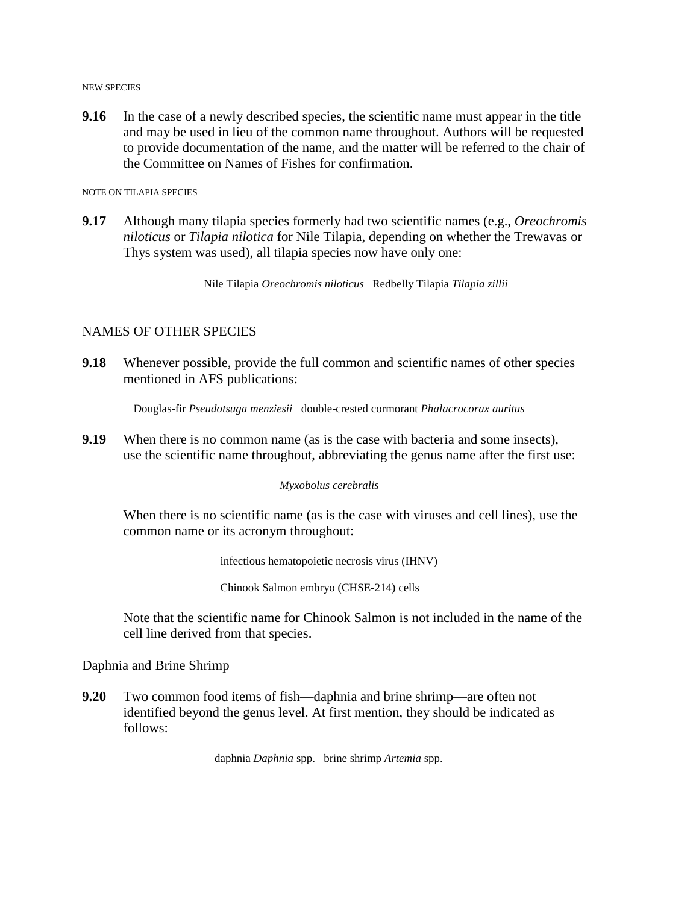NEW SPECIES

**9.16** In the case of a newly described species, the scientific name must appear in the title and may be used in lieu of the common name throughout. Authors will be requested to provide documentation of the name, and the matter will be referred to the chair of the Committee on Names of Fishes for confirmation.

NOTE ON TILAPIA SPECIES

**9.17** Although many tilapia species formerly had two scientific names (e.g., *Oreochromis niloticus* or *Tilapia nilotica* for Nile Tilapia, depending on whether the Trewavas or Thys system was used), all tilapia species now have only one:

Nile Tilapia *Oreochromis niloticus*   Redbelly Tilapia *Tilapia zillii*

## NAMES OF OTHER SPECIES

**9.18** Whenever possible, provide the full common and scientific names of other species mentioned in AFS publications:

Douglas-fir *Pseudotsuga menziesii*   double-crested cormorant *Phalacrocorax auritus*

**9.19** When there is no common name (as is the case with bacteria and some insects), use the scientific name throughout, abbreviating the genus name after the first use:

*Myxobolus cerebralis*

When there is no scientific name (as is the case with viruses and cell lines), use the common name or its acronym throughout:

infectious hematopoietic necrosis virus (IHNV)

Chinook Salmon embryo (CHSE-214) cells

Note that the scientific name for Chinook Salmon is not included in the name of the cell line derived from that species.

### Daphnia and Brine Shrimp

**9.20** Two common food items of fish—daphnia and brine shrimp—are often not identified beyond the genus level. At first mention, they should be indicated as follows:

daphnia *Daphnia* spp.   brine shrimp *Artemia* spp.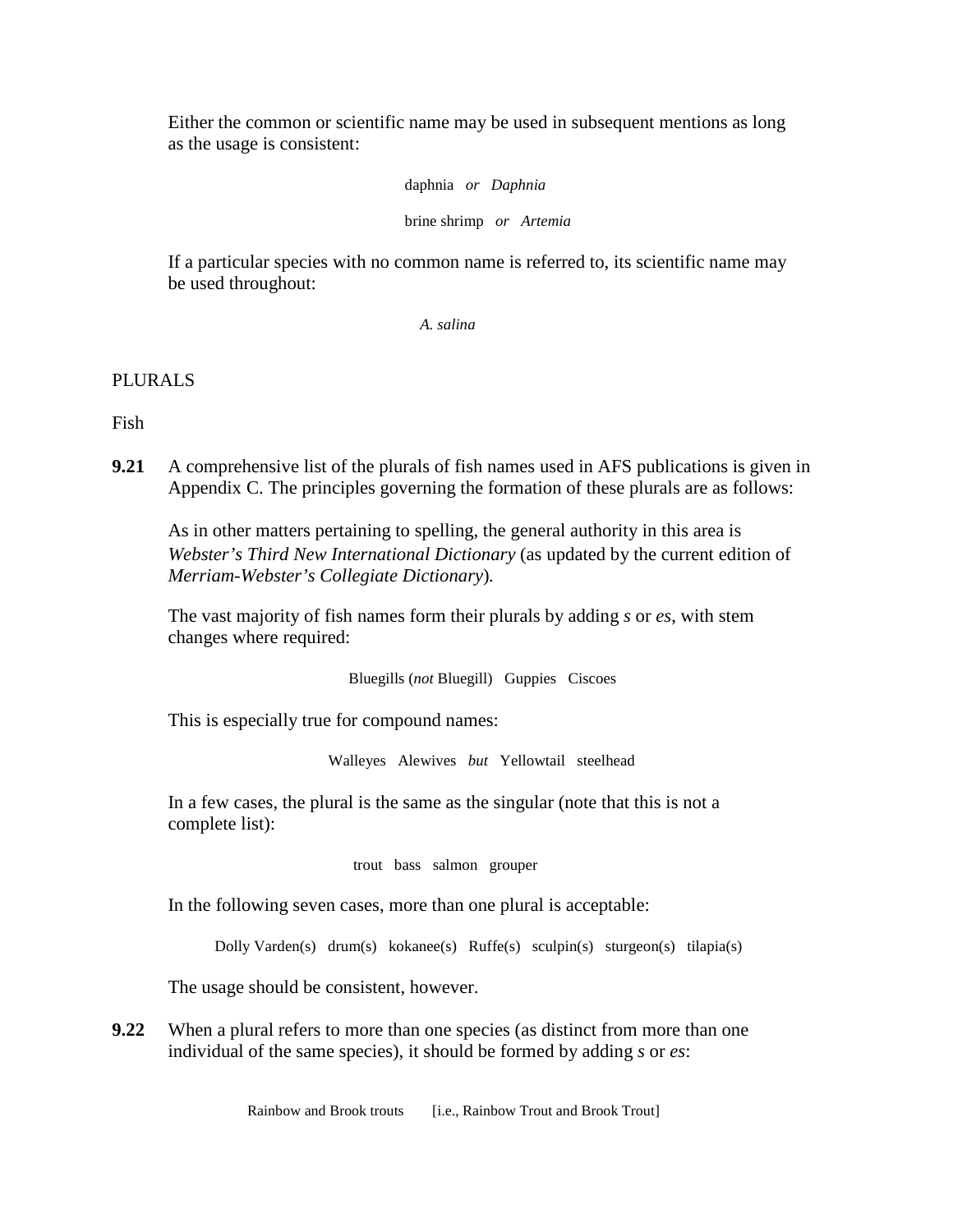Either the common or scientific name may be used in subsequent mentions as long as the usage is consistent:

daphnia *or* *Daphnia*

brine shrimp *or* *Artemia*

If a particular species with no common name is referred to, its scientific name may be used throughout:

*A. salina*

## PLURALS

### Fish

**9.21** A comprehensive list of the plurals of fish names used in AFS publications is given in Appendix C. The principles governing the formation of these plurals are as follows:

As in other matters pertaining to spelling, the general authority in this area is *Webster's Third New International Dictionary* (as updated by the current edition of *Merriam-Webster's Collegiate Dictionary*).

The vast majority of fish names form their plurals by adding *s* or *es*, with stem changes where required:

Bluegills (*not* Bluegill) Guppies Ciscoes

This is especially true for compound names:

Walleyes Alewives *but* Yellowtail steelhead

In a few cases, the plural is the same as the singular (note that this is not a complete list):

trout bass salmon grouper

In the following seven cases, more than one plural is acceptable:

Dolly Varden(s) drum(s) kokanee(s) Ruffe(s) sculpin(s) sturgeon(s) tilapia(s)

The usage should be consistent, however.

**9.22** When a plural refers to more than one species (as distinct from more than one individual of the same species), it should be formed by adding *s* or *es*:

Rainbow and Brook trouts [i.e., Rainbow Trout and Brook Trout]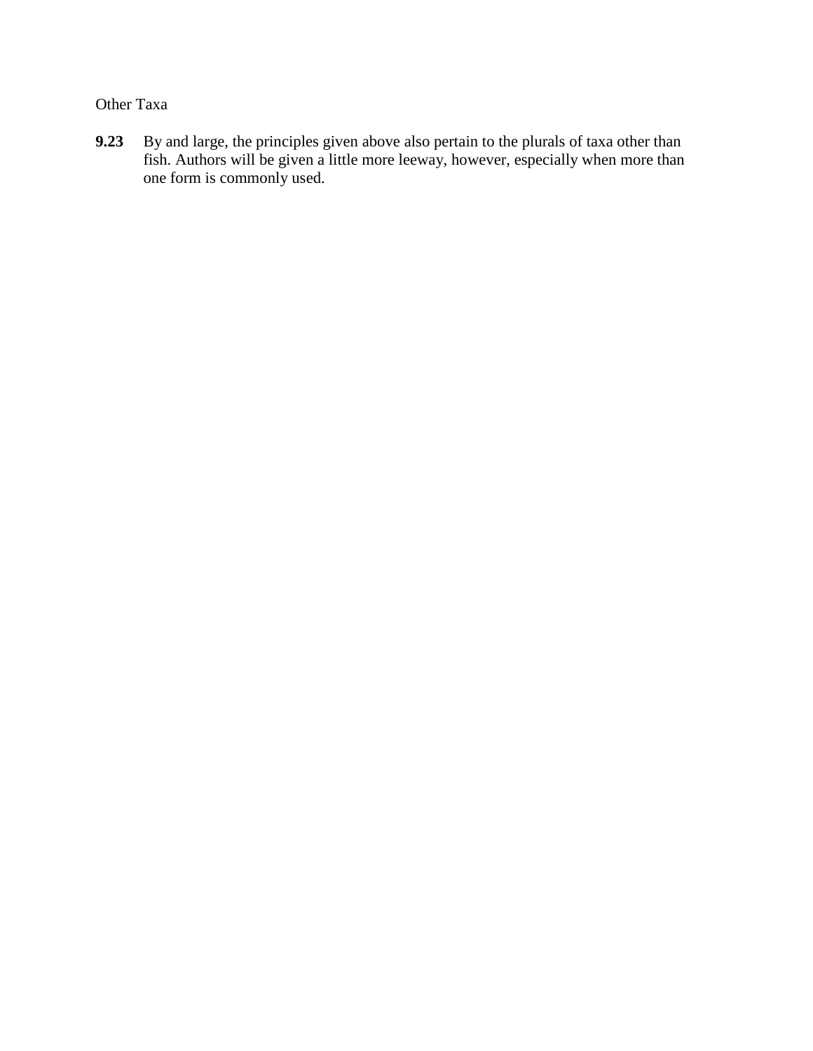Other Taxa

**9.23** By and large, the principles given above also pertain to the plurals of taxa other than fish. Authors will be given a little more leeway, however, especially when more than one form is commonly used.